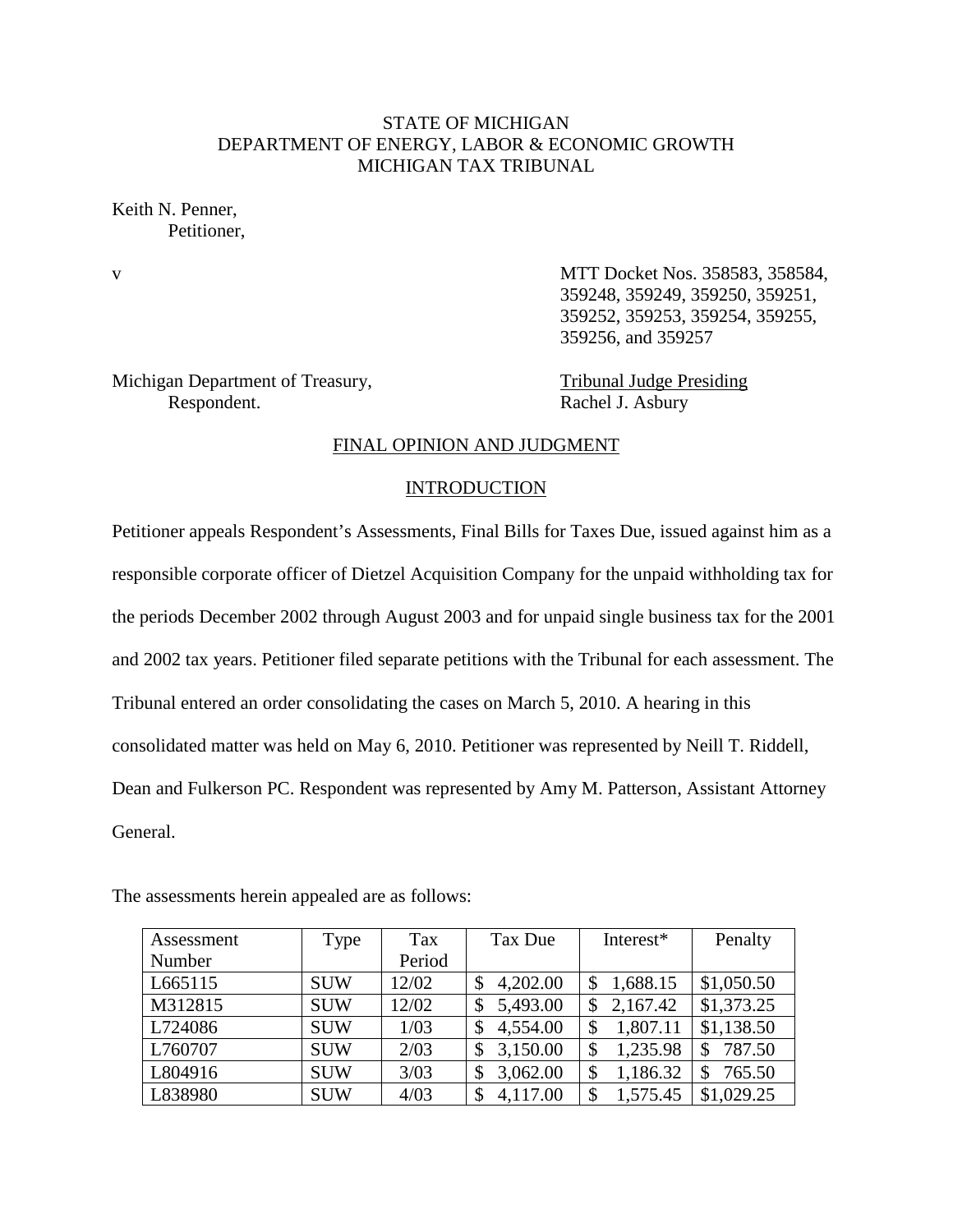STATE OF MICHIGAN
DEPARTMENT OF ENERGY, LABOR & ECONOMIC GROWTH
MICHIGAN TAX TRIBUNAL

Keith N. Penner,
Petitioner,

v

MTT Docket Nos. 358583, 358584, 359248, 359249, 359250, 359251, 359252, 359253, 359254, 359255, 359256, and 359257

Michigan Department of Treasury,
Respondent.

Tribunal Judge Presiding
Rachel J. Asbury

## FINAL OPINION AND JUDGMENT

### INTRODUCTION

Petitioner appeals Respondent's Assessments, Final Bills for Taxes Due, issued against him as a responsible corporate officer of Dietzel Acquisition Company for the unpaid withholding tax for the periods December 2002 through August 2003 and for unpaid single business tax for the 2001 and 2002 tax years. Petitioner filed separate petitions with the Tribunal for each assessment. The Tribunal entered an order consolidating the cases on March 5, 2010. A hearing in this consolidated matter was held on May 6, 2010. Petitioner was represented by Neill T. Riddell, Dean and Fulkerson PC. Respondent was represented by Amy M. Patterson, Assistant Attorney General.

The assessments herein appealed are as follows:

| Assessment Number | Type | Tax Period | Tax Due | Interest* | Penalty |
|---|---|---|---|---|---|
| L665115 | SUW | 12/02 | $ 4,202.00 | $ 1,688.15 | $1,050.50 |
| M312815 | SUW | 12/02 | $ 5,493.00 | $ 2,167.42 | $1,373.25 |
| L724086 | SUW | 1/03 | $ 4,554.00 | $ 1,807.11 | $1,138.50 |
| L760707 | SUW | 2/03 | $ 3,150.00 | $ 1,235.98 | $ 787.50 |
| L804916 | SUW | 3/03 | $ 3,062.00 | $ 1,186.32 | $ 765.50 |
| L838980 | SUW | 4/03 | $ 4,117.00 | $ 1,575.45 | $1,029.25 |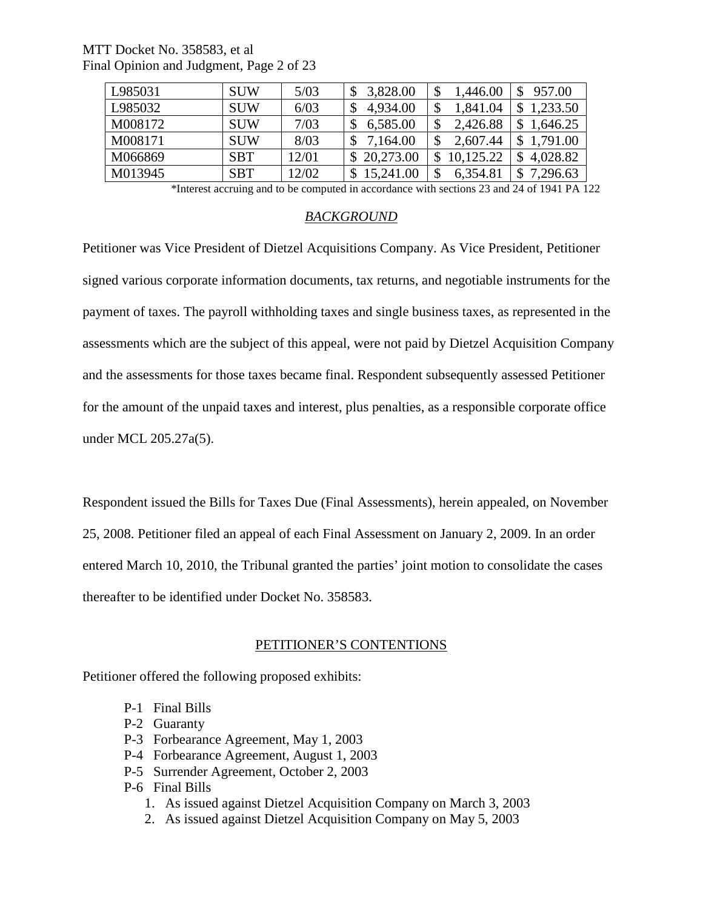| | | | | | |
|---|---|---|---|---|---|
| L985031 | SUW | 5/03 | $ 3,828.00 | $ 1,446.00 | $ 957.00 |
| L985032 | SUW | 6/03 | $ 4,934.00 | $ 1,841.04 | $ 1,233.50 |
| M008172 | SUW | 7/03 | $ 6,585.00 | $ 2,426.88 | $ 1,646.25 |
| M008171 | SUW | 8/03 | $ 7,164.00 | $ 2,607.44 | $ 1,791.00 |
| M066869 | SBT | 12/01 | $ 20,273.00 | $ 10,125.22 | $ 4,028.82 |
| M013945 | SBT | 12/02 | $ 15,241.00 | $ 6,354.81 | $ 7,296.63 |

*Interest accruing and to be computed in accordance with sections 23 and 24 of 1941 PA 122

## *BACKGROUND*

Petitioner was Vice President of Dietzel Acquisitions Company. As Vice President, Petitioner signed various corporate information documents, tax returns, and negotiable instruments for the payment of taxes. The payroll withholding taxes and single business taxes, as represented in the assessments which are the subject of this appeal, were not paid by Dietzel Acquisition Company and the assessments for those taxes became final. Respondent subsequently assessed Petitioner for the amount of the unpaid taxes and interest, plus penalties, as a responsible corporate office under MCL 205.27a(5).

Respondent issued the Bills for Taxes Due (Final Assessments), herein appealed, on November 25, 2008. Petitioner filed an appeal of each Final Assessment on January 2, 2009. In an order entered March 10, 2010, the Tribunal granted the parties' joint motion to consolidate the cases thereafter to be identified under Docket No. 358583.

## PETITIONER'S CONTENTIONS

Petitioner offered the following proposed exhibits:

- P-1 Final Bills
- P-2 Guaranty
- P-3 Forbearance Agreement, May 1, 2003
- P-4 Forbearance Agreement, August 1, 2003
- P-5 Surrender Agreement, October 2, 2003
- P-6 Final Bills
  1. As issued against Dietzel Acquisition Company on March 3, 2003
  2. As issued against Dietzel Acquisition Company on May 5, 2003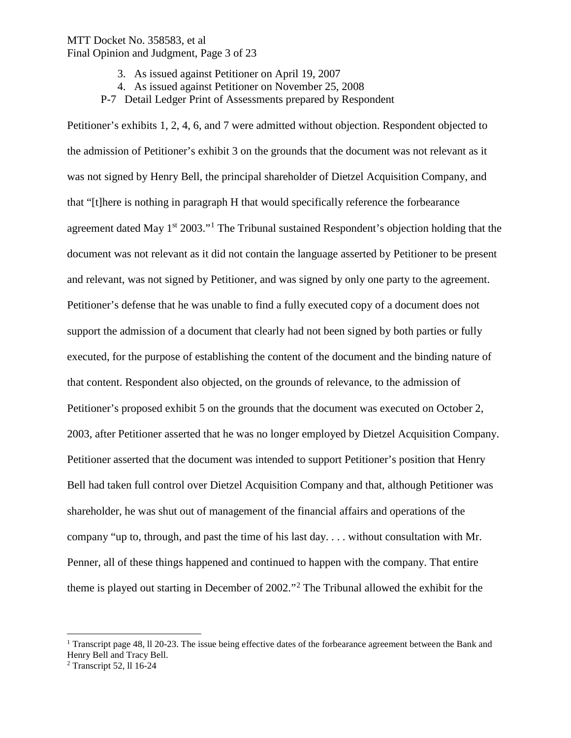3. As issued against Petitioner on April 19, 2007
4. As issued against Petitioner on November 25, 2008

P-7 Detail Ledger Print of Assessments prepared by Respondent

Petitioner's exhibits 1, 2, 4, 6, and 7 were admitted without objection. Respondent objected to the admission of Petitioner's exhibit 3 on the grounds that the document was not relevant as it was not signed by Henry Bell, the principal shareholder of Dietzel Acquisition Company, and that "[t]here is nothing in paragraph H that would specifically reference the forbearance agreement dated May 1st 2003."[1] The Tribunal sustained Respondent's objection holding that the document was not relevant as it did not contain the language asserted by Petitioner to be present and relevant, was not signed by Petitioner, and was signed by only one party to the agreement. Petitioner's defense that he was unable to find a fully executed copy of a document does not support the admission of a document that clearly had not been signed by both parties or fully executed, for the purpose of establishing the content of the document and the binding nature of that content. Respondent also objected, on the grounds of relevance, to the admission of Petitioner's proposed exhibit 5 on the grounds that the document was executed on October 2, 2003, after Petitioner asserted that he was no longer employed by Dietzel Acquisition Company. Petitioner asserted that the document was intended to support Petitioner's position that Henry Bell had taken full control over Dietzel Acquisition Company and that, although Petitioner was shareholder, he was shut out of management of the financial affairs and operations of the company "up to, through, and past the time of his last day. . . . without consultation with Mr. Penner, all of these things happened and continued to happen with the company. That entire theme is played out starting in December of 2002."[2] The Tribunal allowed the exhibit for the

---

[1] Transcript page 48, ll 20-23. The issue being effective dates of the forbearance agreement between the Bank and Henry Bell and Tracy Bell.

[2] Transcript 52, ll 16-24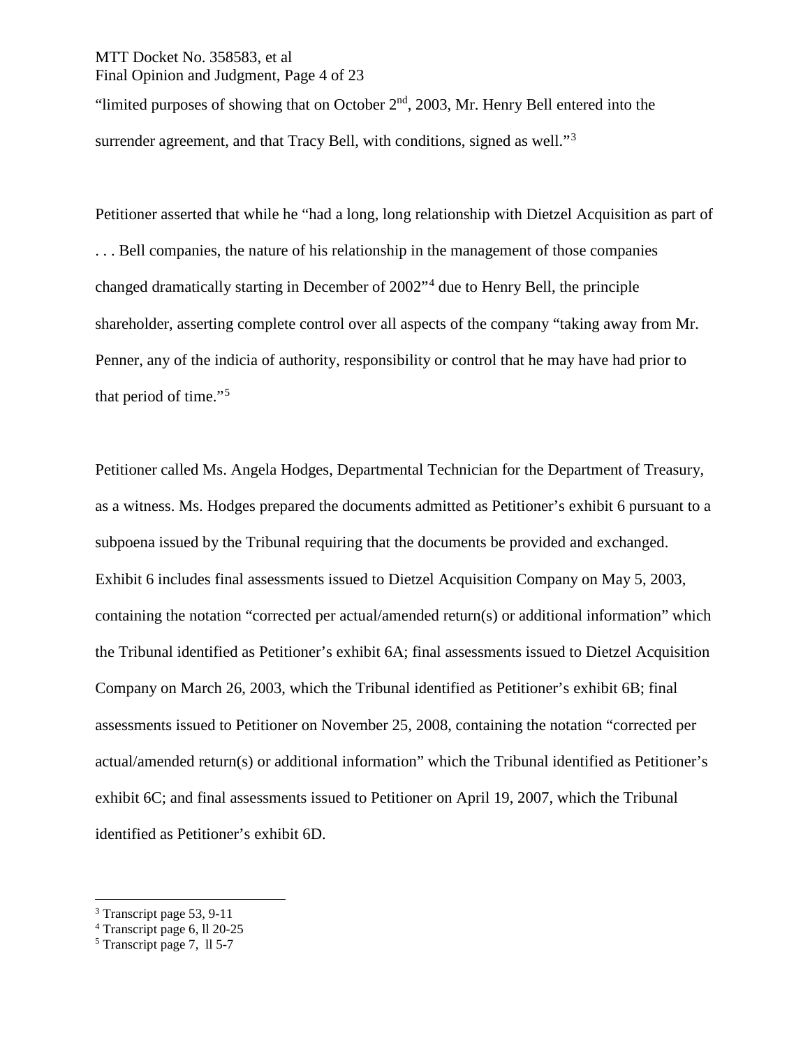"limited purposes of showing that on October 2nd, 2003, Mr. Henry Bell entered into the surrender agreement, and that Tracy Bell, with conditions, signed as well."[3]

Petitioner asserted that while he "had a long, long relationship with Dietzel Acquisition as part of . . . Bell companies, the nature of his relationship in the management of those companies changed dramatically starting in December of 2002"[4] due to Henry Bell, the principle shareholder, asserting complete control over all aspects of the company "taking away from Mr. Penner, any of the indicia of authority, responsibility or control that he may have had prior to that period of time."[5]

Petitioner called Ms. Angela Hodges, Departmental Technician for the Department of Treasury, as a witness. Ms. Hodges prepared the documents admitted as Petitioner's exhibit 6 pursuant to a subpoena issued by the Tribunal requiring that the documents be provided and exchanged. Exhibit 6 includes final assessments issued to Dietzel Acquisition Company on May 5, 2003, containing the notation "corrected per actual/amended return(s) or additional information" which the Tribunal identified as Petitioner's exhibit 6A; final assessments issued to Dietzel Acquisition Company on March 26, 2003, which the Tribunal identified as Petitioner's exhibit 6B; final assessments issued to Petitioner on November 25, 2008, containing the notation "corrected per actual/amended return(s) or additional information" which the Tribunal identified as Petitioner's exhibit 6C; and final assessments issued to Petitioner on April 19, 2007, which the Tribunal identified as Petitioner's exhibit 6D.

---

[3] Transcript page 53, 9-11

[4] Transcript page 6, ll 20-25

[5] Transcript page 7, ll 5-7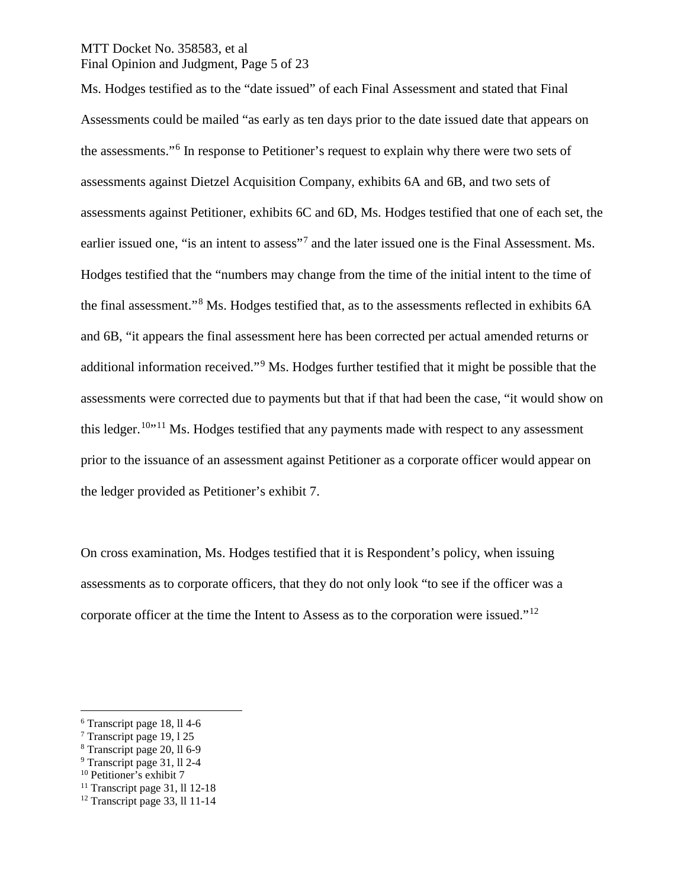Ms. Hodges testified as to the "date issued" of each Final Assessment and stated that Final Assessments could be mailed "as early as ten days prior to the date issued date that appears on the assessments."[6] In response to Petitioner's request to explain why there were two sets of assessments against Dietzel Acquisition Company, exhibits 6A and 6B, and two sets of assessments against Petitioner, exhibits 6C and 6D, Ms. Hodges testified that one of each set, the earlier issued one, "is an intent to assess"[7] and the later issued one is the Final Assessment. Ms. Hodges testified that the "numbers may change from the time of the initial intent to the time of the final assessment."[8] Ms. Hodges testified that, as to the assessments reflected in exhibits 6A and 6B, "it appears the final assessment here has been corrected per actual amended returns or additional information received."[9] Ms. Hodges further testified that it might be possible that the assessments were corrected due to payments but that if that had been the case, "it would show on this ledger.[10]"[11] Ms. Hodges testified that any payments made with respect to any assessment prior to the issuance of an assessment against Petitioner as a corporate officer would appear on the ledger provided as Petitioner's exhibit 7.

On cross examination, Ms. Hodges testified that it is Respondent's policy, when issuing assessments as to corporate officers, that they do not only look "to see if the officer was a corporate officer at the time the Intent to Assess as to the corporation were issued."[12]

---

[6] Transcript page 18, ll 4-6
[7] Transcript page 19, l 25
[8] Transcript page 20, ll 6-9
[9] Transcript page 31, ll 2-4
[10] Petitioner's exhibit 7
[11] Transcript page 31, ll 12-18
[12] Transcript page 33, ll 11-14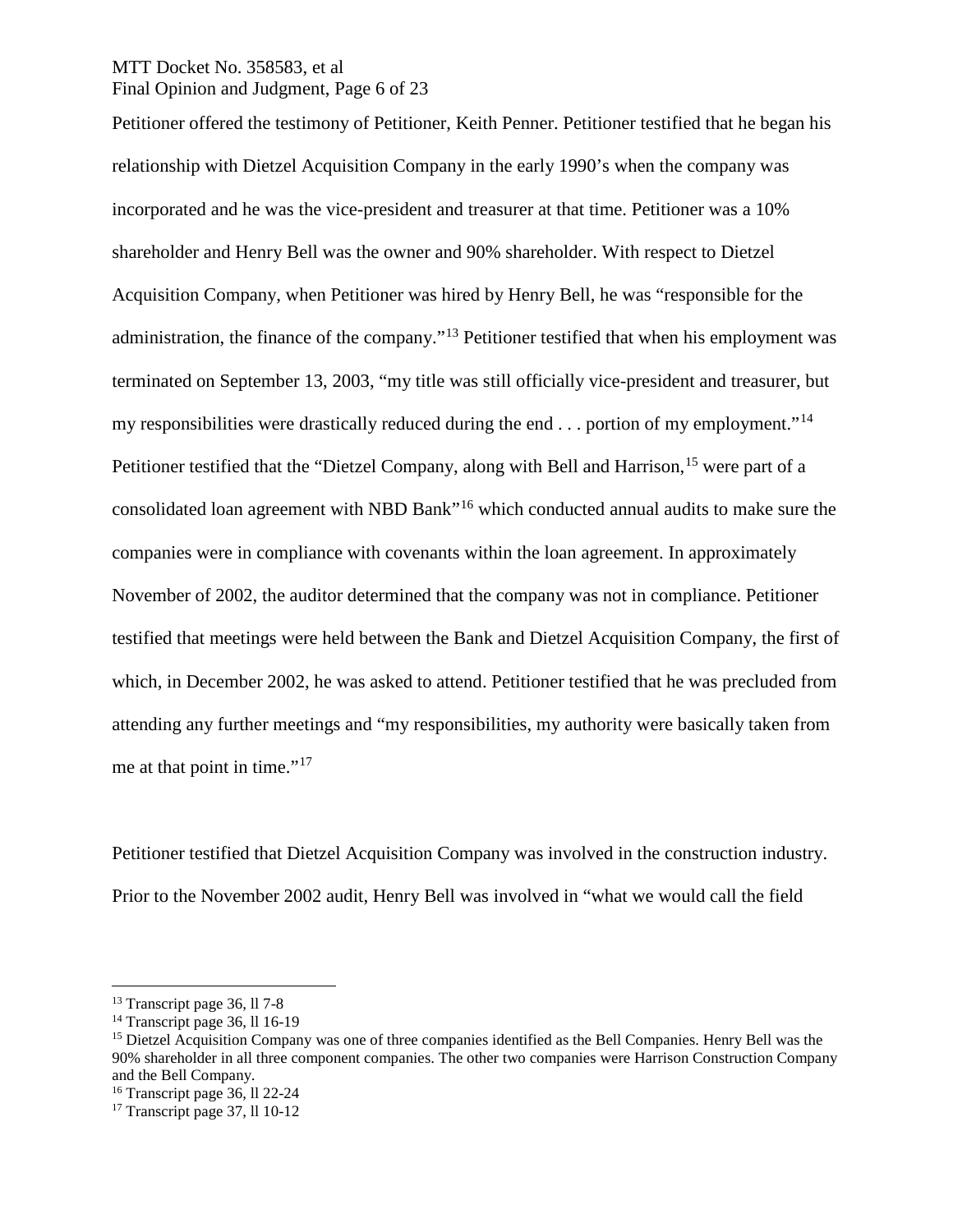Petitioner offered the testimony of Petitioner, Keith Penner. Petitioner testified that he began his relationship with Dietzel Acquisition Company in the early 1990's when the company was incorporated and he was the vice-president and treasurer at that time. Petitioner was a 10% shareholder and Henry Bell was the owner and 90% shareholder. With respect to Dietzel Acquisition Company, when Petitioner was hired by Henry Bell, he was "responsible for the administration, the finance of the company."[13] Petitioner testified that when his employment was terminated on September 13, 2003, "my title was still officially vice-president and treasurer, but my responsibilities were drastically reduced during the end . . . portion of my employment."[14] Petitioner testified that the "Dietzel Company, along with Bell and Harrison,[15] were part of a consolidated loan agreement with NBD Bank"[16] which conducted annual audits to make sure the companies were in compliance with covenants within the loan agreement. In approximately November of 2002, the auditor determined that the company was not in compliance. Petitioner testified that meetings were held between the Bank and Dietzel Acquisition Company, the first of which, in December 2002, he was asked to attend. Petitioner testified that he was precluded from attending any further meetings and "my responsibilities, my authority were basically taken from me at that point in time."[17]

Petitioner testified that Dietzel Acquisition Company was involved in the construction industry. Prior to the November 2002 audit, Henry Bell was involved in "what we would call the field

---

[13] Transcript page 36, ll 7-8

[14] Transcript page 36, ll 16-19

[15] Dietzel Acquisition Company was one of three companies identified as the Bell Companies. Henry Bell was the 90% shareholder in all three component companies. The other two companies were Harrison Construction Company and the Bell Company.

[16] Transcript page 36, ll 22-24

[17] Transcript page 37, ll 10-12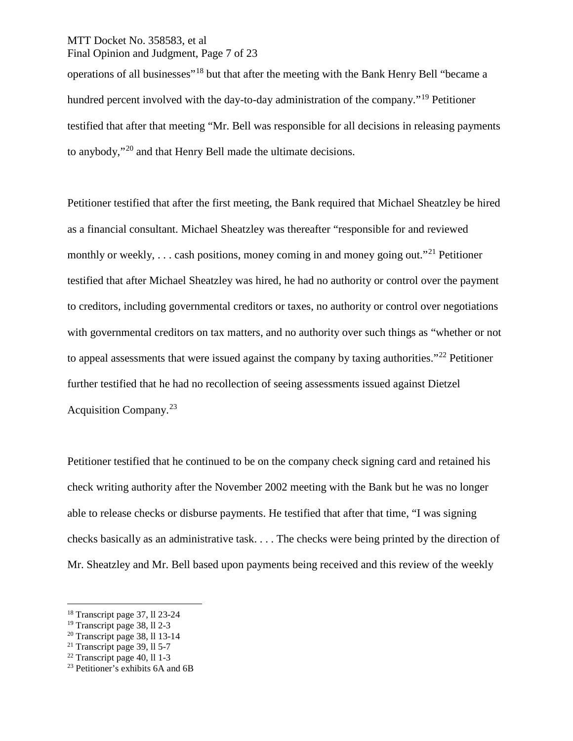operations of all businesses"[18] but that after the meeting with the Bank Henry Bell "became a hundred percent involved with the day-to-day administration of the company."[19] Petitioner testified that after that meeting "Mr. Bell was responsible for all decisions in releasing payments to anybody,"[20] and that Henry Bell made the ultimate decisions.

Petitioner testified that after the first meeting, the Bank required that Michael Sheatzley be hired as a financial consultant. Michael Sheatzley was thereafter "responsible for and reviewed monthly or weekly, . . . cash positions, money coming in and money going out."[21] Petitioner testified that after Michael Sheatzley was hired, he had no authority or control over the payment to creditors, including governmental creditors or taxes, no authority or control over negotiations with governmental creditors on tax matters, and no authority over such things as "whether or not to appeal assessments that were issued against the company by taxing authorities."[22] Petitioner further testified that he had no recollection of seeing assessments issued against Dietzel Acquisition Company.[23]

Petitioner testified that he continued to be on the company check signing card and retained his check writing authority after the November 2002 meeting with the Bank but he was no longer able to release checks or disburse payments. He testified that after that time, "I was signing checks basically as an administrative task. . . . The checks were being printed by the direction of Mr. Sheatzley and Mr. Bell based upon payments being received and this review of the weekly

[18] Transcript page 37, ll 23-24
[19] Transcript page 38, ll 2-3
[20] Transcript page 38, ll 13-14
[21] Transcript page 39, ll 5-7
[22] Transcript page 40, ll 1-3
[23] Petitioner's exhibits 6A and 6B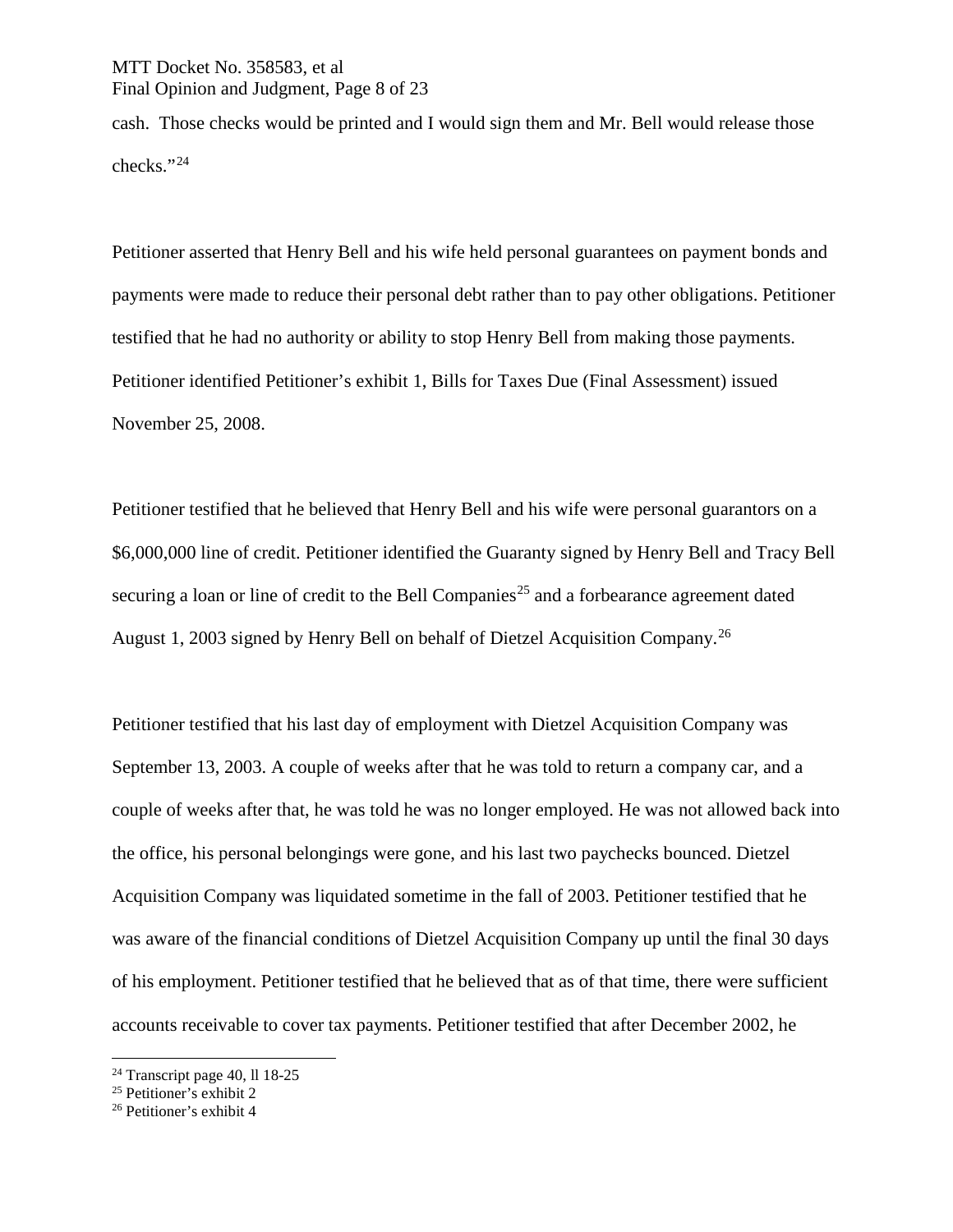cash. Those checks would be printed and I would sign them and Mr. Bell would release those checks."[24]

Petitioner asserted that Henry Bell and his wife held personal guarantees on payment bonds and payments were made to reduce their personal debt rather than to pay other obligations. Petitioner testified that he had no authority or ability to stop Henry Bell from making those payments. Petitioner identified Petitioner's exhibit 1, Bills for Taxes Due (Final Assessment) issued November 25, 2008.

Petitioner testified that he believed that Henry Bell and his wife were personal guarantors on a $6,000,000 line of credit. Petitioner identified the Guaranty signed by Henry Bell and Tracy Bell securing a loan or line of credit to the Bell Companies[25] and a forbearance agreement dated August 1, 2003 signed by Henry Bell on behalf of Dietzel Acquisition Company.[26]

Petitioner testified that his last day of employment with Dietzel Acquisition Company was September 13, 2003. A couple of weeks after that he was told to return a company car, and a couple of weeks after that, he was told he was no longer employed. He was not allowed back into the office, his personal belongings were gone, and his last two paychecks bounced. Dietzel Acquisition Company was liquidated sometime in the fall of 2003. Petitioner testified that he was aware of the financial conditions of Dietzel Acquisition Company up until the final 30 days of his employment. Petitioner testified that he believed that as of that time, there were sufficient accounts receivable to cover tax payments. Petitioner testified that after December 2002, he

[24] Transcript page 40, ll 18-25

[25] Petitioner's exhibit 2

[26] Petitioner's exhibit 4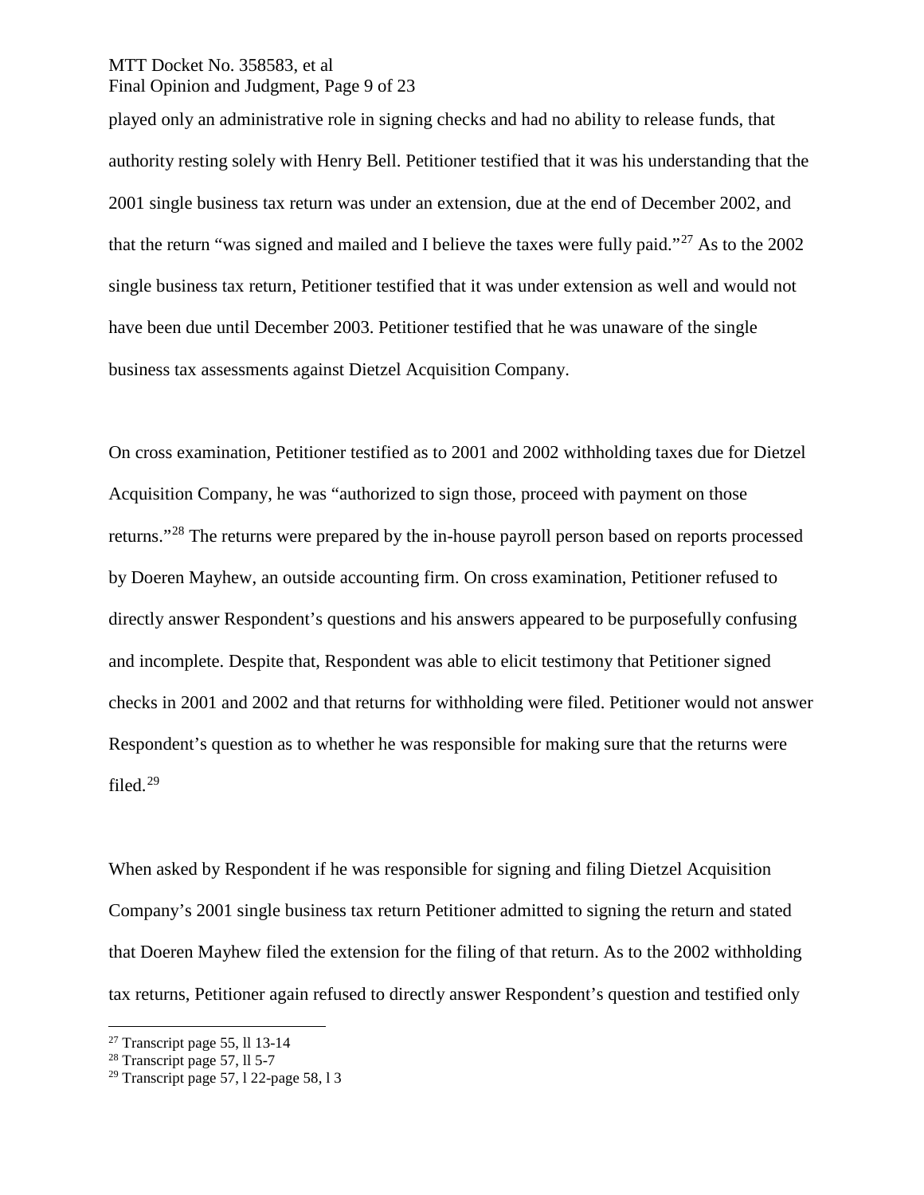played only an administrative role in signing checks and had no ability to release funds, that authority resting solely with Henry Bell. Petitioner testified that it was his understanding that the 2001 single business tax return was under an extension, due at the end of December 2002, and that the return "was signed and mailed and I believe the taxes were fully paid."[27] As to the 2002 single business tax return, Petitioner testified that it was under extension as well and would not have been due until December 2003. Petitioner testified that he was unaware of the single business tax assessments against Dietzel Acquisition Company.

On cross examination, Petitioner testified as to 2001 and 2002 withholding taxes due for Dietzel Acquisition Company, he was "authorized to sign those, proceed with payment on those returns."[28] The returns were prepared by the in-house payroll person based on reports processed by Doeren Mayhew, an outside accounting firm. On cross examination, Petitioner refused to directly answer Respondent's questions and his answers appeared to be purposefully confusing and incomplete. Despite that, Respondent was able to elicit testimony that Petitioner signed checks in 2001 and 2002 and that returns for withholding were filed. Petitioner would not answer Respondent's question as to whether he was responsible for making sure that the returns were filed.[29]

When asked by Respondent if he was responsible for signing and filing Dietzel Acquisition Company's 2001 single business tax return Petitioner admitted to signing the return and stated that Doeren Mayhew filed the extension for the filing of that return. As to the 2002 withholding tax returns, Petitioner again refused to directly answer Respondent's question and testified only

---

[27] Transcript page 55, ll 13-14

[28] Transcript page 57, ll 5-7

[29] Transcript page 57, l 22-page 58, l 3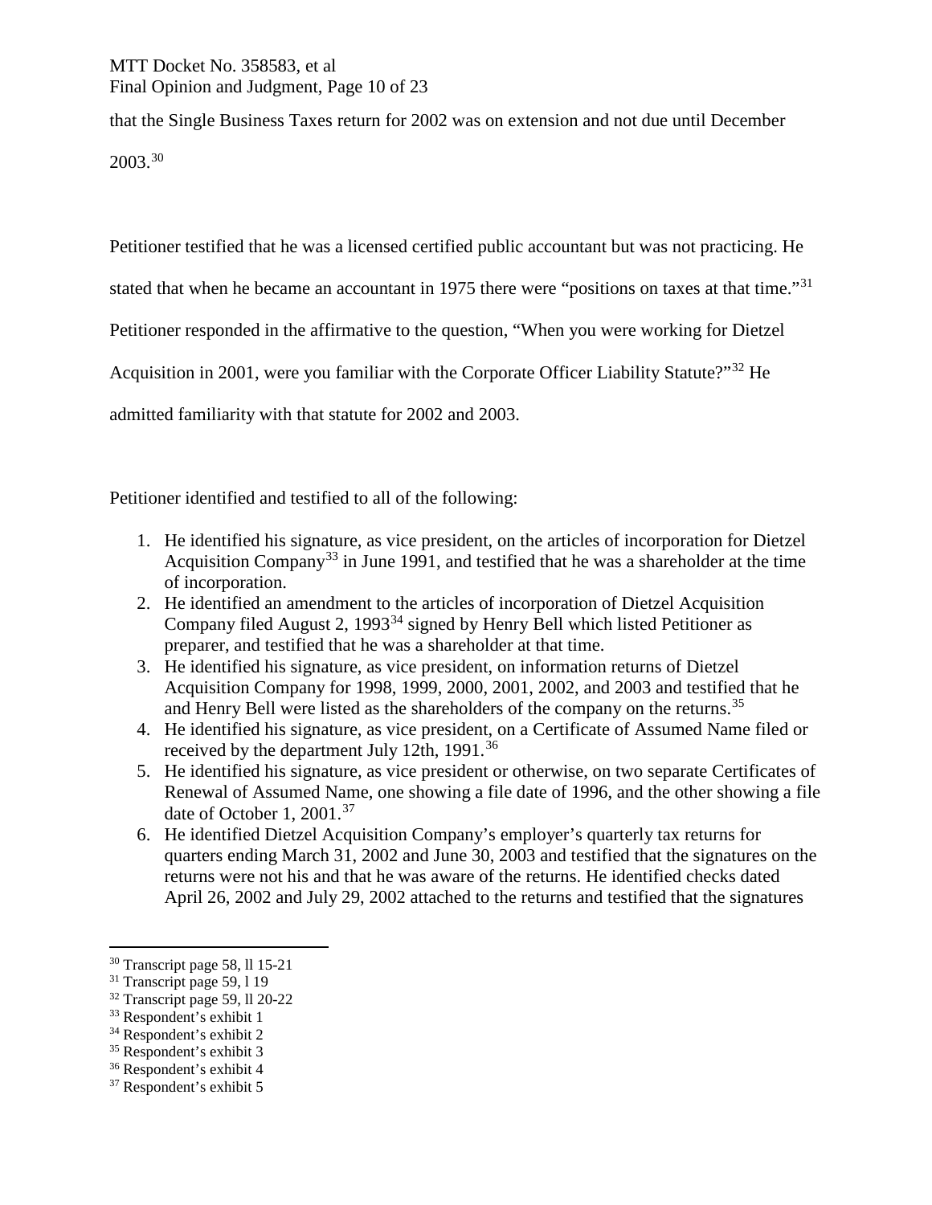that the Single Business Taxes return for 2002 was on extension and not due until December 2003.[30]

Petitioner testified that he was a licensed certified public accountant but was not practicing. He stated that when he became an accountant in 1975 there were "positions on taxes at that time."[31] Petitioner responded in the affirmative to the question, "When you were working for Dietzel Acquisition in 2001, were you familiar with the Corporate Officer Liability Statute?"[32] He admitted familiarity with that statute for 2002 and 2003.

Petitioner identified and testified to all of the following:

1. He identified his signature, as vice president, on the articles of incorporation for Dietzel Acquisition Company[33] in June 1991, and testified that he was a shareholder at the time of incorporation.
2. He identified an amendment to the articles of incorporation of Dietzel Acquisition Company filed August 2, 1993[34] signed by Henry Bell which listed Petitioner as preparer, and testified that he was a shareholder at that time.
3. He identified his signature, as vice president, on information returns of Dietzel Acquisition Company for 1998, 1999, 2000, 2001, 2002, and 2003 and testified that he and Henry Bell were listed as the shareholders of the company on the returns.[35]
4. He identified his signature, as vice president, on a Certificate of Assumed Name filed or received by the department July 12th, 1991.[36]
5. He identified his signature, as vice president or otherwise, on two separate Certificates of Renewal of Assumed Name, one showing a file date of 1996, and the other showing a file date of October 1, 2001.[37]
6. He identified Dietzel Acquisition Company's employer's quarterly tax returns for quarters ending March 31, 2002 and June 30, 2003 and testified that the signatures on the returns were not his and that he was aware of the returns. He identified checks dated April 26, 2002 and July 29, 2002 attached to the returns and testified that the signatures

[30] Transcript page 58, ll 15-21
[31] Transcript page 59, l 19
[32] Transcript page 59, ll 20-22
[33] Respondent's exhibit 1
[34] Respondent's exhibit 2
[35] Respondent's exhibit 3
[36] Respondent's exhibit 4
[37] Respondent's exhibit 5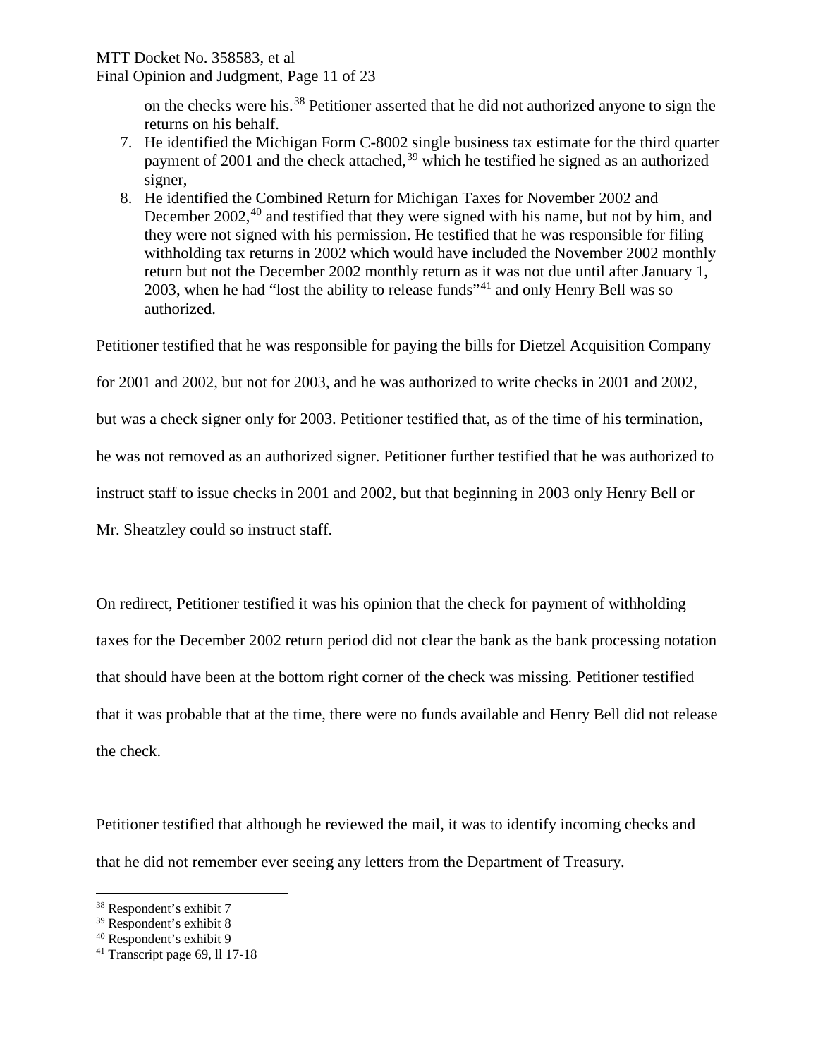on the checks were his.[38] Petitioner asserted that he did not authorized anyone to sign the returns on his behalf.

7. He identified the Michigan Form C-8002 single business tax estimate for the third quarter payment of 2001 and the check attached,[39] which he testified he signed as an authorized signer,
8. He identified the Combined Return for Michigan Taxes for November 2002 and December 2002,[40] and testified that they were signed with his name, but not by him, and they were not signed with his permission. He testified that he was responsible for filing withholding tax returns in 2002 which would have included the November 2002 monthly return but not the December 2002 monthly return as it was not due until after January 1, 2003, when he had "lost the ability to release funds"[41] and only Henry Bell was so authorized.

Petitioner testified that he was responsible for paying the bills for Dietzel Acquisition Company for 2001 and 2002, but not for 2003, and he was authorized to write checks in 2001 and 2002, but was a check signer only for 2003. Petitioner testified that, as of the time of his termination, he was not removed as an authorized signer. Petitioner further testified that he was authorized to instruct staff to issue checks in 2001 and 2002, but that beginning in 2003 only Henry Bell or Mr. Sheatzley could so instruct staff.

On redirect, Petitioner testified it was his opinion that the check for payment of withholding taxes for the December 2002 return period did not clear the bank as the bank processing notation that should have been at the bottom right corner of the check was missing. Petitioner testified that it was probable that at the time, there were no funds available and Henry Bell did not release the check.

Petitioner testified that although he reviewed the mail, it was to identify incoming checks and that he did not remember ever seeing any letters from the Department of Treasury.

---

[38] Respondent's exhibit 7

[39] Respondent's exhibit 8

[40] Respondent's exhibit 9

[41] Transcript page 69, ll 17-18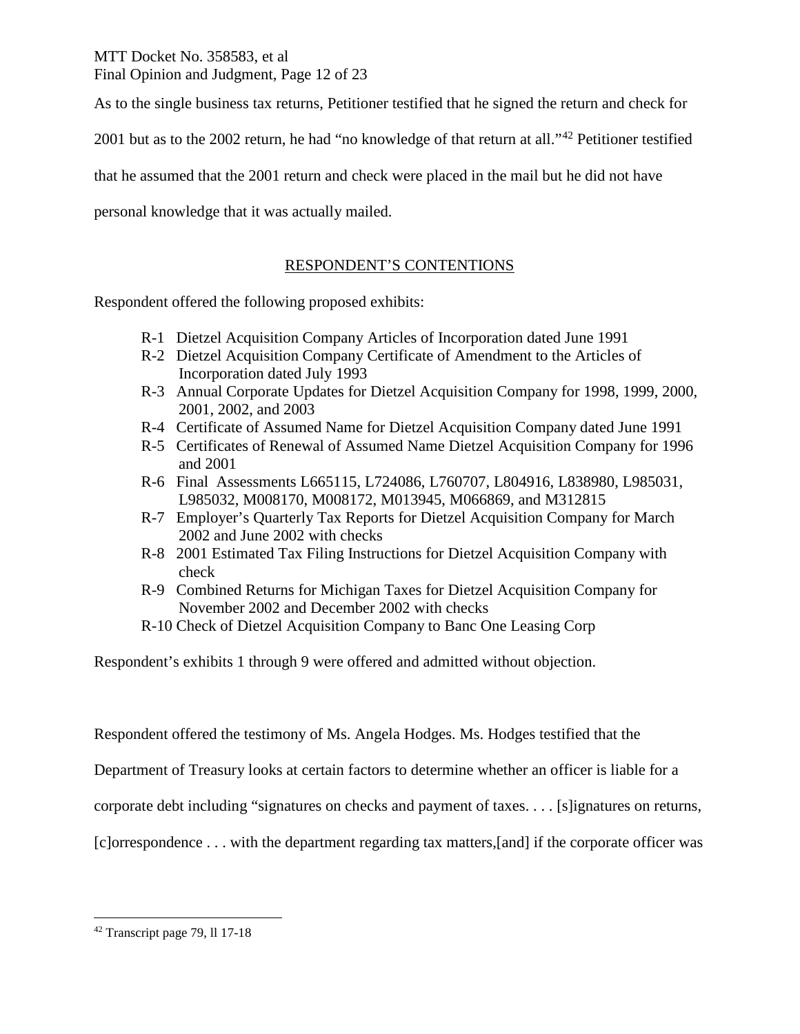As to the single business tax returns, Petitioner testified that he signed the return and check for 2001 but as to the 2002 return, he had "no knowledge of that return at all."[42] Petitioner testified that he assumed that the 2001 return and check were placed in the mail but he did not have personal knowledge that it was actually mailed.

## RESPONDENT'S CONTENTIONS

Respondent offered the following proposed exhibits:

- R-1 Dietzel Acquisition Company Articles of Incorporation dated June 1991
- R-2 Dietzel Acquisition Company Certificate of Amendment to the Articles of Incorporation dated July 1993
- R-3 Annual Corporate Updates for Dietzel Acquisition Company for 1998, 1999, 2000, 2001, 2002, and 2003
- R-4 Certificate of Assumed Name for Dietzel Acquisition Company dated June 1991
- R-5 Certificates of Renewal of Assumed Name Dietzel Acquisition Company for 1996 and 2001
- R-6 Final Assessments L665115, L724086, L760707, L804916, L838980, L985031, L985032, M008170, M008172, M013945, M066869, and M312815
- R-7 Employer's Quarterly Tax Reports for Dietzel Acquisition Company for March 2002 and June 2002 with checks
- R-8 2001 Estimated Tax Filing Instructions for Dietzel Acquisition Company with check
- R-9 Combined Returns for Michigan Taxes for Dietzel Acquisition Company for November 2002 and December 2002 with checks
- R-10 Check of Dietzel Acquisition Company to Banc One Leasing Corp

Respondent's exhibits 1 through 9 were offered and admitted without objection.

Respondent offered the testimony of Ms. Angela Hodges. Ms. Hodges testified that the Department of Treasury looks at certain factors to determine whether an officer is liable for a corporate debt including "signatures on checks and payment of taxes. . . . [s]ignatures on returns, [c]orrespondence . . . with the department regarding tax matters,[and] if the corporate officer was

[42] Transcript page 79, ll 17-18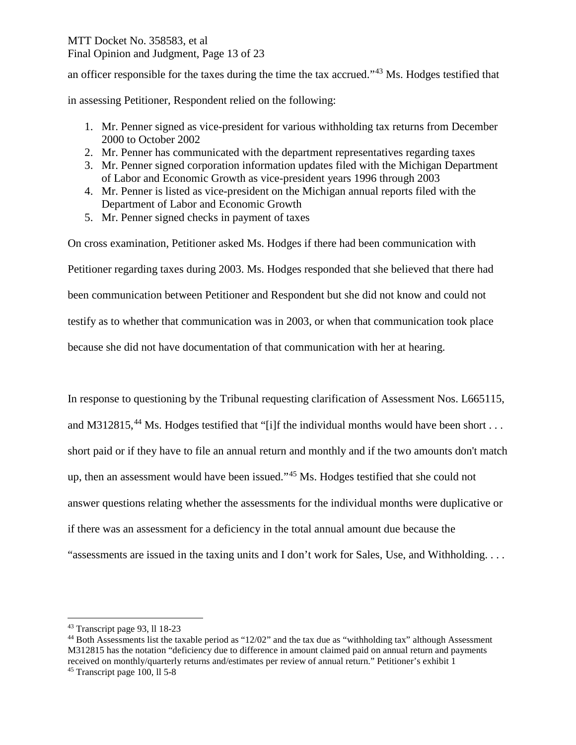an officer responsible for the taxes during the time the tax accrued."[43] Ms. Hodges testified that in assessing Petitioner, Respondent relied on the following:

1. Mr. Penner signed as vice-president for various withholding tax returns from December 2000 to October 2002
2. Mr. Penner has communicated with the department representatives regarding taxes
3. Mr. Penner signed corporation information updates filed with the Michigan Department of Labor and Economic Growth as vice-president years 1996 through 2003
4. Mr. Penner is listed as vice-president on the Michigan annual reports filed with the Department of Labor and Economic Growth
5. Mr. Penner signed checks in payment of taxes

On cross examination, Petitioner asked Ms. Hodges if there had been communication with Petitioner regarding taxes during 2003. Ms. Hodges responded that she believed that there had been communication between Petitioner and Respondent but she did not know and could not testify as to whether that communication was in 2003, or when that communication took place because she did not have documentation of that communication with her at hearing.

In response to questioning by the Tribunal requesting clarification of Assessment Nos. L665115, and M312815,[44] Ms. Hodges testified that "[i]f the individual months would have been short . . . short paid or if they have to file an annual return and monthly and if the two amounts don't match up, then an assessment would have been issued."[45] Ms. Hodges testified that she could not answer questions relating whether the assessments for the individual months were duplicative or if there was an assessment for a deficiency in the total annual amount due because the "assessments are issued in the taxing units and I don't work for Sales, Use, and Withholding. . . .

---

[43] Transcript page 93, ll 18-23

[44] Both Assessments list the taxable period as "12/02" and the tax due as "withholding tax" although Assessment M312815 has the notation "deficiency due to difference in amount claimed paid on annual return and payments received on monthly/quarterly returns and/estimates per review of annual return." Petitioner's exhibit 1

[45] Transcript page 100, ll 5-8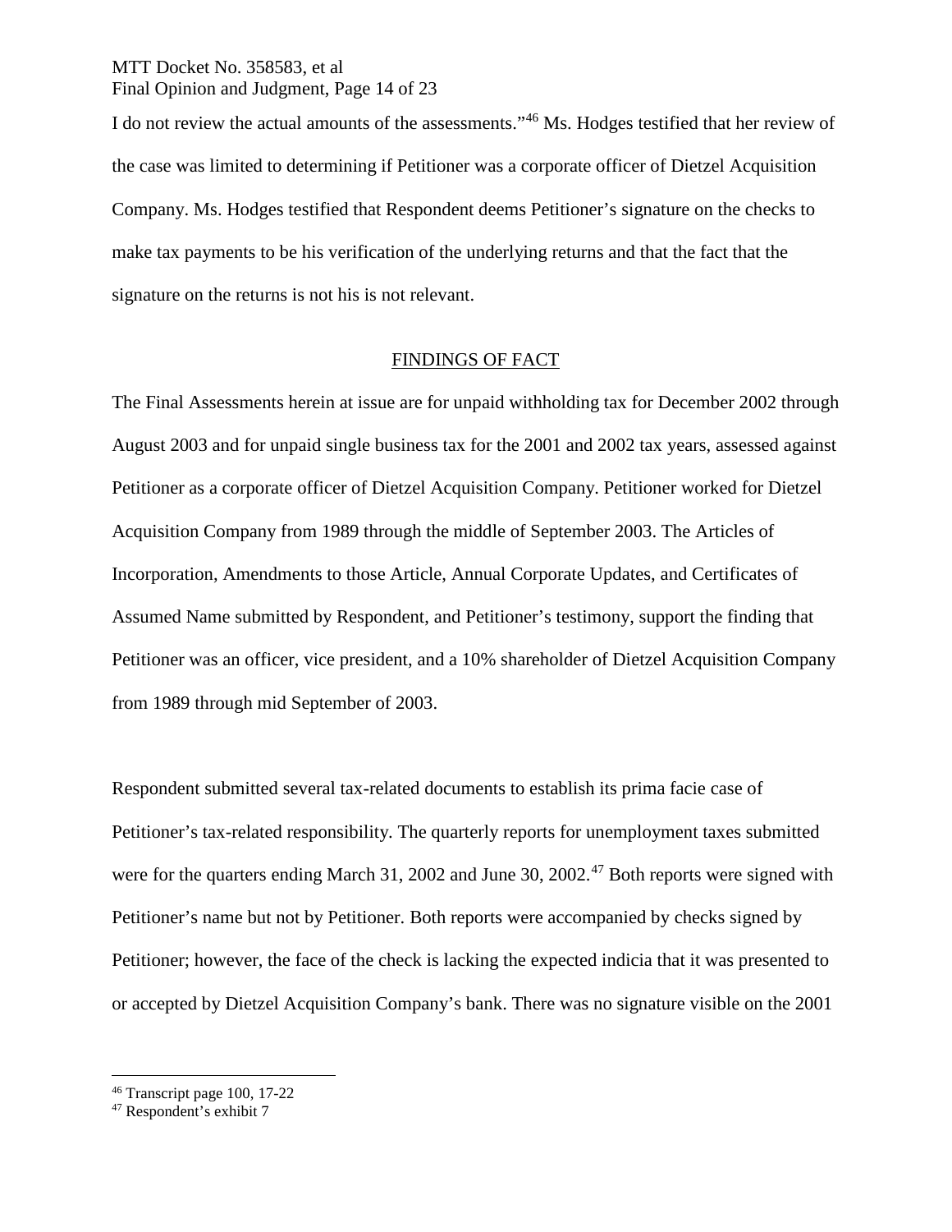I do not review the actual amounts of the assessments."[46] Ms. Hodges testified that her review of the case was limited to determining if Petitioner was a corporate officer of Dietzel Acquisition Company. Ms. Hodges testified that Respondent deems Petitioner's signature on the checks to make tax payments to be his verification of the underlying returns and that the fact that the signature on the returns is not his is not relevant.

## FINDINGS OF FACT

The Final Assessments herein at issue are for unpaid withholding tax for December 2002 through August 2003 and for unpaid single business tax for the 2001 and 2002 tax years, assessed against Petitioner as a corporate officer of Dietzel Acquisition Company. Petitioner worked for Dietzel Acquisition Company from 1989 through the middle of September 2003. The Articles of Incorporation, Amendments to those Article, Annual Corporate Updates, and Certificates of Assumed Name submitted by Respondent, and Petitioner's testimony, support the finding that Petitioner was an officer, vice president, and a 10% shareholder of Dietzel Acquisition Company from 1989 through mid September of 2003.

Respondent submitted several tax-related documents to establish its prima facie case of Petitioner's tax-related responsibility. The quarterly reports for unemployment taxes submitted were for the quarters ending March 31, 2002 and June 30, 2002.[47] Both reports were signed with Petitioner's name but not by Petitioner. Both reports were accompanied by checks signed by Petitioner; however, the face of the check is lacking the expected indicia that it was presented to or accepted by Dietzel Acquisition Company's bank. There was no signature visible on the 2001

---

[46] Transcript page 100, 17-22

[47] Respondent's exhibit 7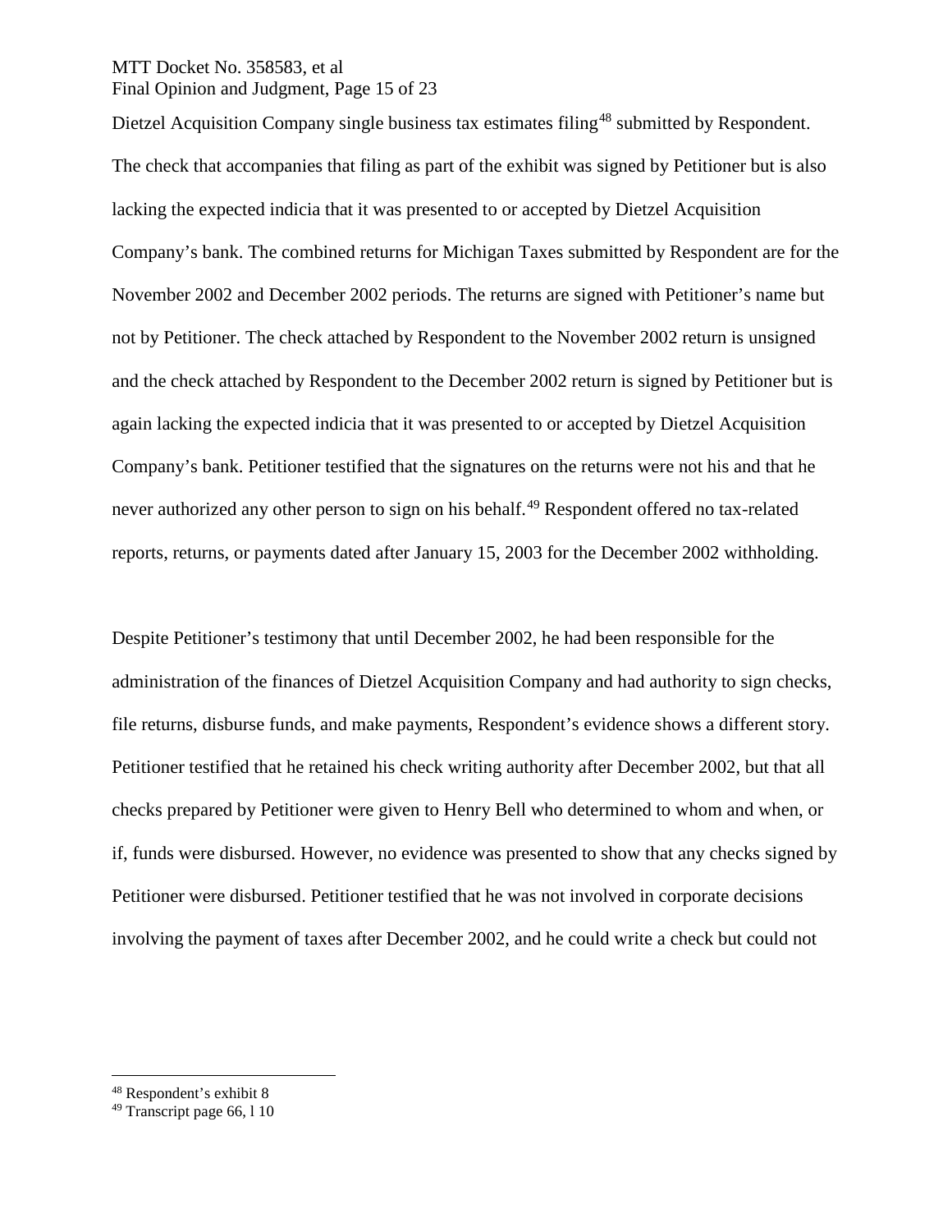Dietzel Acquisition Company single business tax estimates filing[48] submitted by Respondent. The check that accompanies that filing as part of the exhibit was signed by Petitioner but is also lacking the expected indicia that it was presented to or accepted by Dietzel Acquisition Company's bank. The combined returns for Michigan Taxes submitted by Respondent are for the November 2002 and December 2002 periods. The returns are signed with Petitioner's name but not by Petitioner. The check attached by Respondent to the November 2002 return is unsigned and the check attached by Respondent to the December 2002 return is signed by Petitioner but is again lacking the expected indicia that it was presented to or accepted by Dietzel Acquisition Company's bank. Petitioner testified that the signatures on the returns were not his and that he never authorized any other person to sign on his behalf.[49] Respondent offered no tax-related reports, returns, or payments dated after January 15, 2003 for the December 2002 withholding.

Despite Petitioner's testimony that until December 2002, he had been responsible for the administration of the finances of Dietzel Acquisition Company and had authority to sign checks, file returns, disburse funds, and make payments, Respondent's evidence shows a different story. Petitioner testified that he retained his check writing authority after December 2002, but that all checks prepared by Petitioner were given to Henry Bell who determined to whom and when, or if, funds were disbursed. However, no evidence was presented to show that any checks signed by Petitioner were disbursed. Petitioner testified that he was not involved in corporate decisions involving the payment of taxes after December 2002, and he could write a check but could not

[48] Respondent's exhibit 8

[49] Transcript page 66, l 10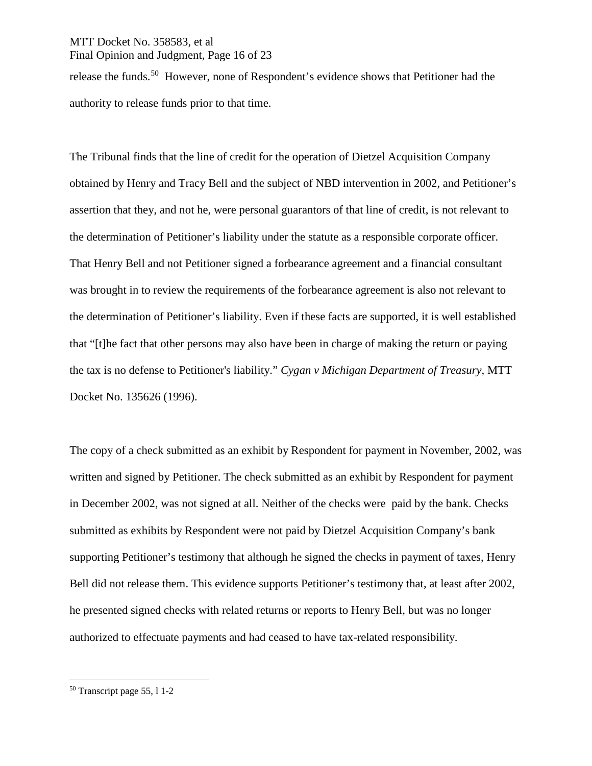release the funds.[50] However, none of Respondent's evidence shows that Petitioner had the authority to release funds prior to that time.

The Tribunal finds that the line of credit for the operation of Dietzel Acquisition Company obtained by Henry and Tracy Bell and the subject of NBD intervention in 2002, and Petitioner's assertion that they, and not he, were personal guarantors of that line of credit, is not relevant to the determination of Petitioner's liability under the statute as a responsible corporate officer. That Henry Bell and not Petitioner signed a forbearance agreement and a financial consultant was brought in to review the requirements of the forbearance agreement is also not relevant to the determination of Petitioner's liability. Even if these facts are supported, it is well established that "[t]he fact that other persons may also have been in charge of making the return or paying the tax is no defense to Petitioner's liability." *Cygan v Michigan Department of Treasury*, MTT Docket No. 135626 (1996).

The copy of a check submitted as an exhibit by Respondent for payment in November, 2002, was written and signed by Petitioner. The check submitted as an exhibit by Respondent for payment in December 2002, was not signed at all. Neither of the checks were paid by the bank. Checks submitted as exhibits by Respondent were not paid by Dietzel Acquisition Company's bank supporting Petitioner's testimony that although he signed the checks in payment of taxes, Henry Bell did not release them. This evidence supports Petitioner's testimony that, at least after 2002, he presented signed checks with related returns or reports to Henry Bell, but was no longer authorized to effectuate payments and had ceased to have tax-related responsibility.

---

[50] Transcript page 55, l 1-2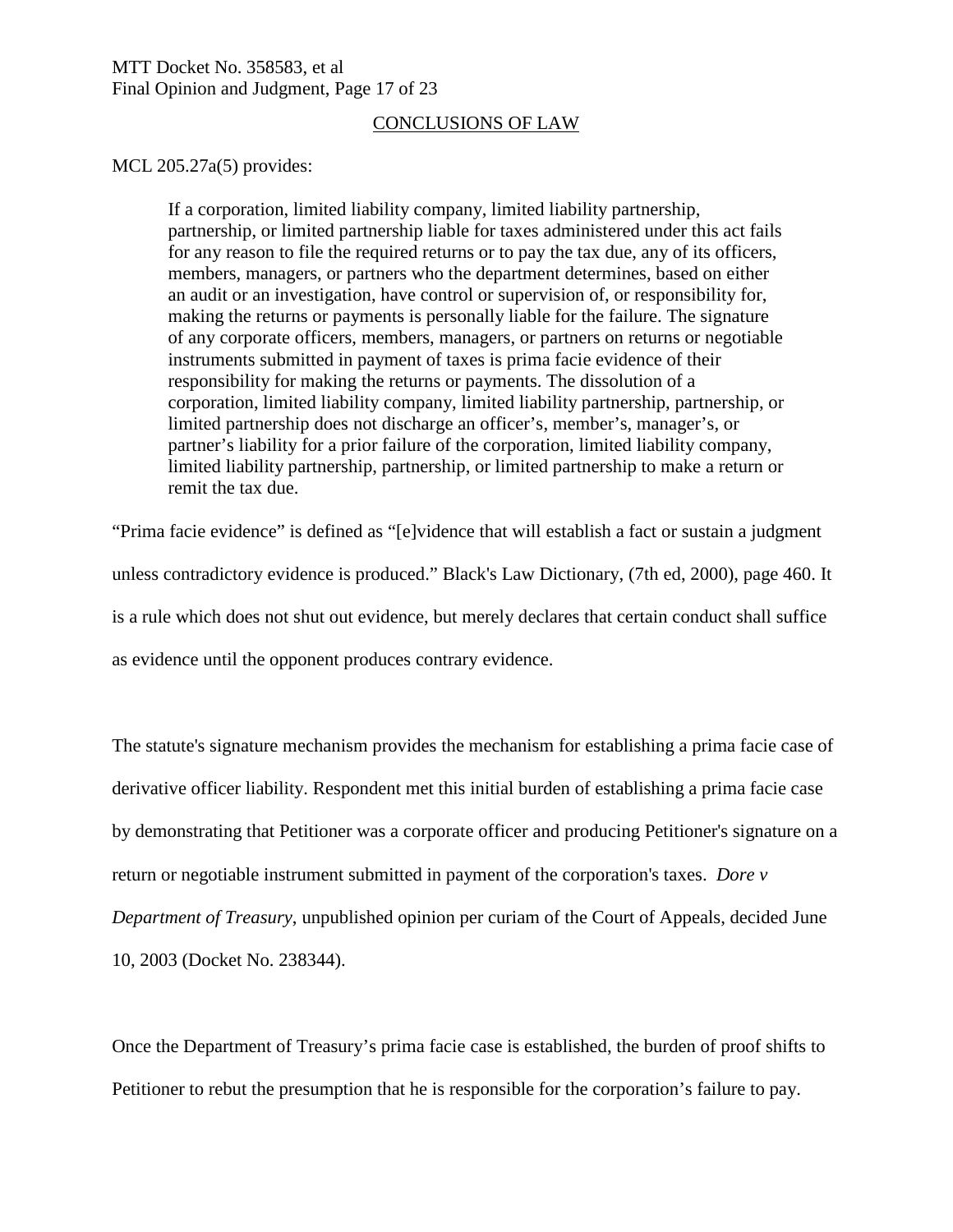## CONCLUSIONS OF LAW

MCL 205.27a(5) provides:

> If a corporation, limited liability company, limited liability partnership, partnership, or limited partnership liable for taxes administered under this act fails for any reason to file the required returns or to pay the tax due, any of its officers, members, managers, or partners who the department determines, based on either an audit or an investigation, have control or supervision of, or responsibility for, making the returns or payments is personally liable for the failure. The signature of any corporate officers, members, managers, or partners on returns or negotiable instruments submitted in payment of taxes is prima facie evidence of their responsibility for making the returns or payments. The dissolution of a corporation, limited liability company, limited liability partnership, partnership, or limited partnership does not discharge an officer's, member's, manager's, or partner's liability for a prior failure of the corporation, limited liability company, limited liability partnership, partnership, or limited partnership to make a return or remit the tax due.

"Prima facie evidence" is defined as "[e]vidence that will establish a fact or sustain a judgment unless contradictory evidence is produced." Black's Law Dictionary, (7th ed, 2000), page 460. It is a rule which does not shut out evidence, but merely declares that certain conduct shall suffice as evidence until the opponent produces contrary evidence.

The statute's signature mechanism provides the mechanism for establishing a prima facie case of derivative officer liability. Respondent met this initial burden of establishing a prima facie case by demonstrating that Petitioner was a corporate officer and producing Petitioner's signature on a return or negotiable instrument submitted in payment of the corporation's taxes. *Dore v Department of Treasury*, unpublished opinion per curiam of the Court of Appeals, decided June 10, 2003 (Docket No. 238344).

Once the Department of Treasury's prima facie case is established, the burden of proof shifts to Petitioner to rebut the presumption that he is responsible for the corporation's failure to pay.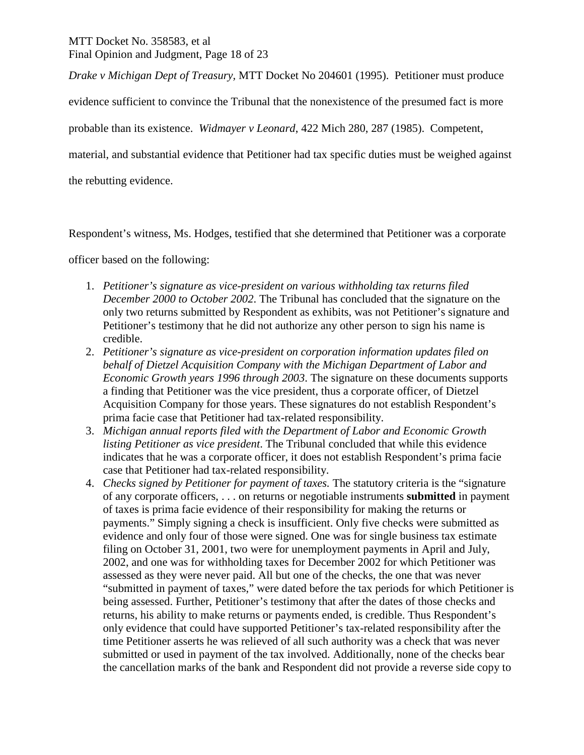*Drake v Michigan Dept of Treasury*, MTT Docket No 204601 (1995). Petitioner must produce evidence sufficient to convince the Tribunal that the nonexistence of the presumed fact is more probable than its existence. *Widmayer v Leonard*, 422 Mich 280, 287 (1985). Competent, material, and substantial evidence that Petitioner had tax specific duties must be weighed against the rebutting evidence.

Respondent's witness, Ms. Hodges, testified that she determined that Petitioner was a corporate officer based on the following:

1. *Petitioner's signature as vice-president on various withholding tax returns filed December 2000 to October 2002*. The Tribunal has concluded that the signature on the only two returns submitted by Respondent as exhibits, was not Petitioner's signature and Petitioner's testimony that he did not authorize any other person to sign his name is credible.
2. *Petitioner's signature as vice-president on corporation information updates filed on behalf of Dietzel Acquisition Company with the Michigan Department of Labor and Economic Growth years 1996 through 2003*. The signature on these documents supports a finding that Petitioner was the vice president, thus a corporate officer, of Dietzel Acquisition Company for those years. These signatures do not establish Respondent's prima facie case that Petitioner had tax-related responsibility.
3. *Michigan annual reports filed with the Department of Labor and Economic Growth listing Petitioner as vice president*. The Tribunal concluded that while this evidence indicates that he was a corporate officer, it does not establish Respondent's prima facie case that Petitioner had tax-related responsibility.
4. *Checks signed by Petitioner for payment of taxes.* The statutory criteria is the "signature of any corporate officers, . . . on returns or negotiable instruments **submitted** in payment of taxes is prima facie evidence of their responsibility for making the returns or payments." Simply signing a check is insufficient. Only five checks were submitted as evidence and only four of those were signed. One was for single business tax estimate filing on October 31, 2001, two were for unemployment payments in April and July, 2002, and one was for withholding taxes for December 2002 for which Petitioner was assessed as they were never paid. All but one of the checks, the one that was never "submitted in payment of taxes," were dated before the tax periods for which Petitioner is being assessed. Further, Petitioner's testimony that after the dates of those checks and returns, his ability to make returns or payments ended, is credible. Thus Respondent's only evidence that could have supported Petitioner's tax-related responsibility after the time Petitioner asserts he was relieved of all such authority was a check that was never submitted or used in payment of the tax involved. Additionally, none of the checks bear the cancellation marks of the bank and Respondent did not provide a reverse side copy to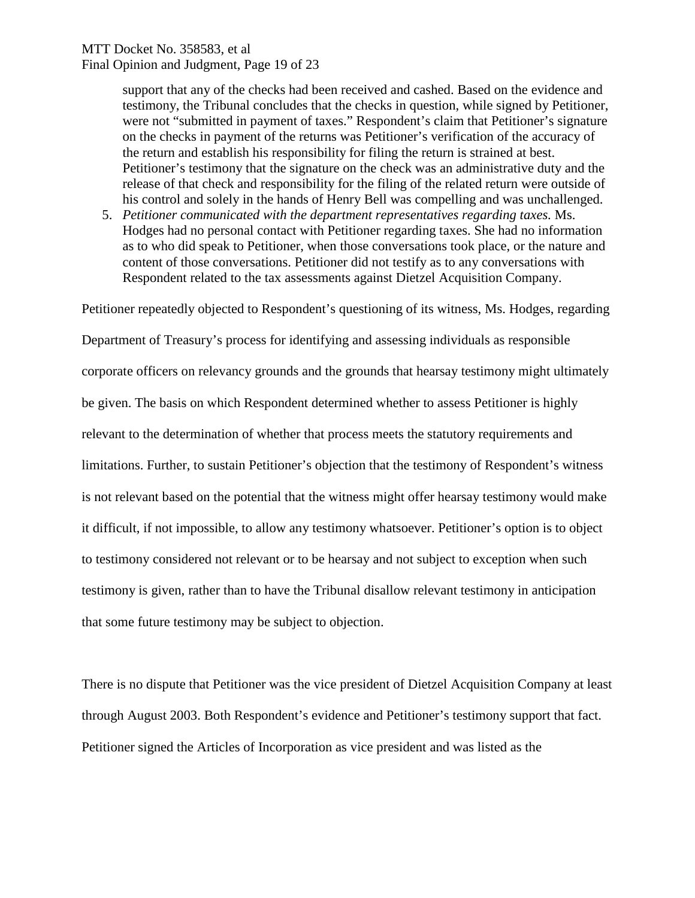support that any of the checks had been received and cashed. Based on the evidence and testimony, the Tribunal concludes that the checks in question, while signed by Petitioner, were not "submitted in payment of taxes." Respondent's claim that Petitioner's signature on the checks in payment of the returns was Petitioner's verification of the accuracy of the return and establish his responsibility for filing the return is strained at best. Petitioner's testimony that the signature on the check was an administrative duty and the release of that check and responsibility for the filing of the related return were outside of his control and solely in the hands of Henry Bell was compelling and was unchallenged.

5. *Petitioner communicated with the department representatives regarding taxes.* Ms. Hodges had no personal contact with Petitioner regarding taxes. She had no information as to who did speak to Petitioner, when those conversations took place, or the nature and content of those conversations. Petitioner did not testify as to any conversations with Respondent related to the tax assessments against Dietzel Acquisition Company.

Petitioner repeatedly objected to Respondent's questioning of its witness, Ms. Hodges, regarding Department of Treasury's process for identifying and assessing individuals as responsible corporate officers on relevancy grounds and the grounds that hearsay testimony might ultimately be given. The basis on which Respondent determined whether to assess Petitioner is highly relevant to the determination of whether that process meets the statutory requirements and limitations. Further, to sustain Petitioner's objection that the testimony of Respondent's witness is not relevant based on the potential that the witness might offer hearsay testimony would make it difficult, if not impossible, to allow any testimony whatsoever. Petitioner's option is to object to testimony considered not relevant or to be hearsay and not subject to exception when such testimony is given, rather than to have the Tribunal disallow relevant testimony in anticipation that some future testimony may be subject to objection.

There is no dispute that Petitioner was the vice president of Dietzel Acquisition Company at least through August 2003. Both Respondent's evidence and Petitioner's testimony support that fact. Petitioner signed the Articles of Incorporation as vice president and was listed as the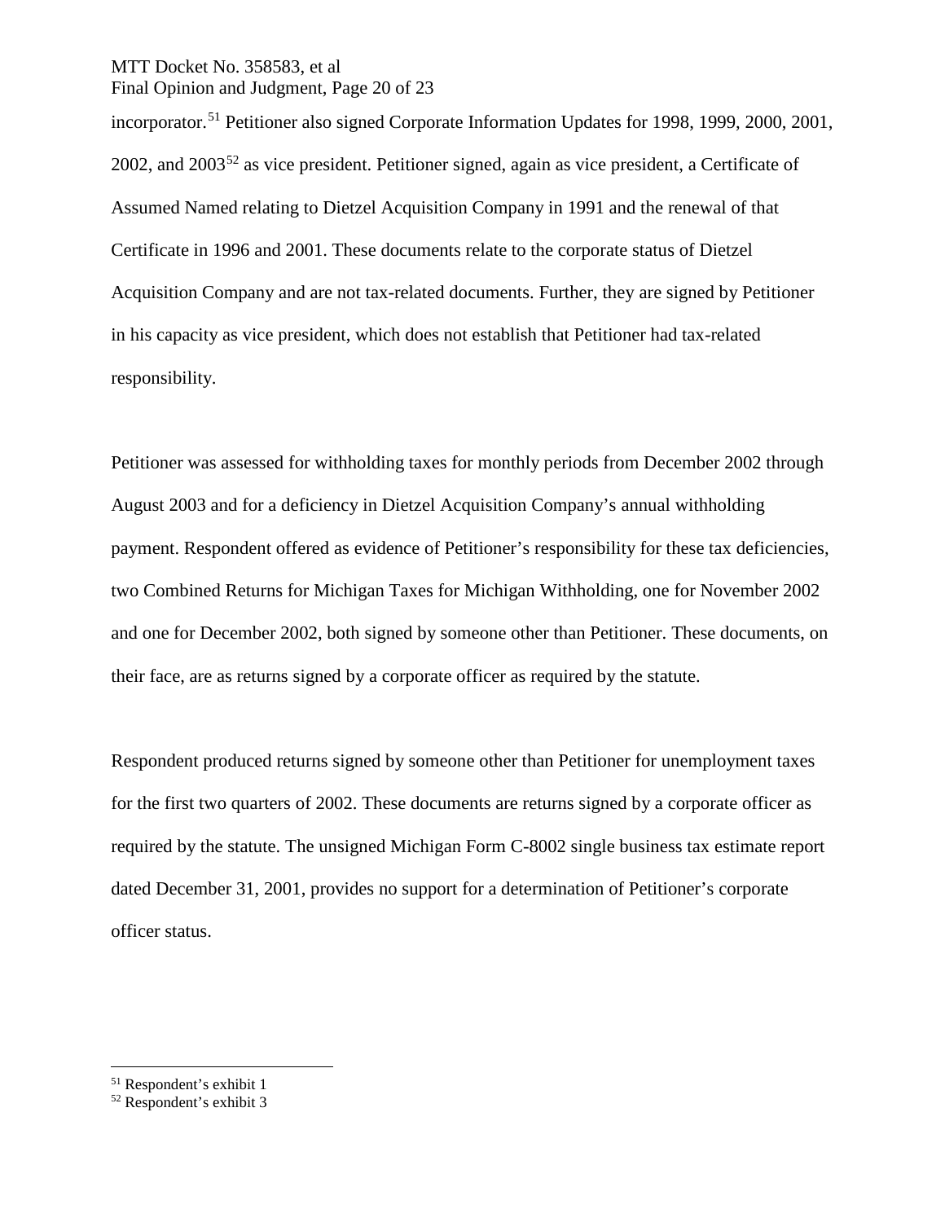incorporator.[51] Petitioner also signed Corporate Information Updates for 1998, 1999, 2000, 2001, 2002, and 2003[52] as vice president. Petitioner signed, again as vice president, a Certificate of Assumed Named relating to Dietzel Acquisition Company in 1991 and the renewal of that Certificate in 1996 and 2001. These documents relate to the corporate status of Dietzel Acquisition Company and are not tax-related documents. Further, they are signed by Petitioner in his capacity as vice president, which does not establish that Petitioner had tax-related responsibility.

Petitioner was assessed for withholding taxes for monthly periods from December 2002 through August 2003 and for a deficiency in Dietzel Acquisition Company's annual withholding payment. Respondent offered as evidence of Petitioner's responsibility for these tax deficiencies, two Combined Returns for Michigan Taxes for Michigan Withholding, one for November 2002 and one for December 2002, both signed by someone other than Petitioner. These documents, on their face, are as returns signed by a corporate officer as required by the statute.

Respondent produced returns signed by someone other than Petitioner for unemployment taxes for the first two quarters of 2002. These documents are returns signed by a corporate officer as required by the statute. The unsigned Michigan Form C-8002 single business tax estimate report dated December 31, 2001, provides no support for a determination of Petitioner's corporate officer status.

---

[51] Respondent's exhibit 1

[52] Respondent's exhibit 3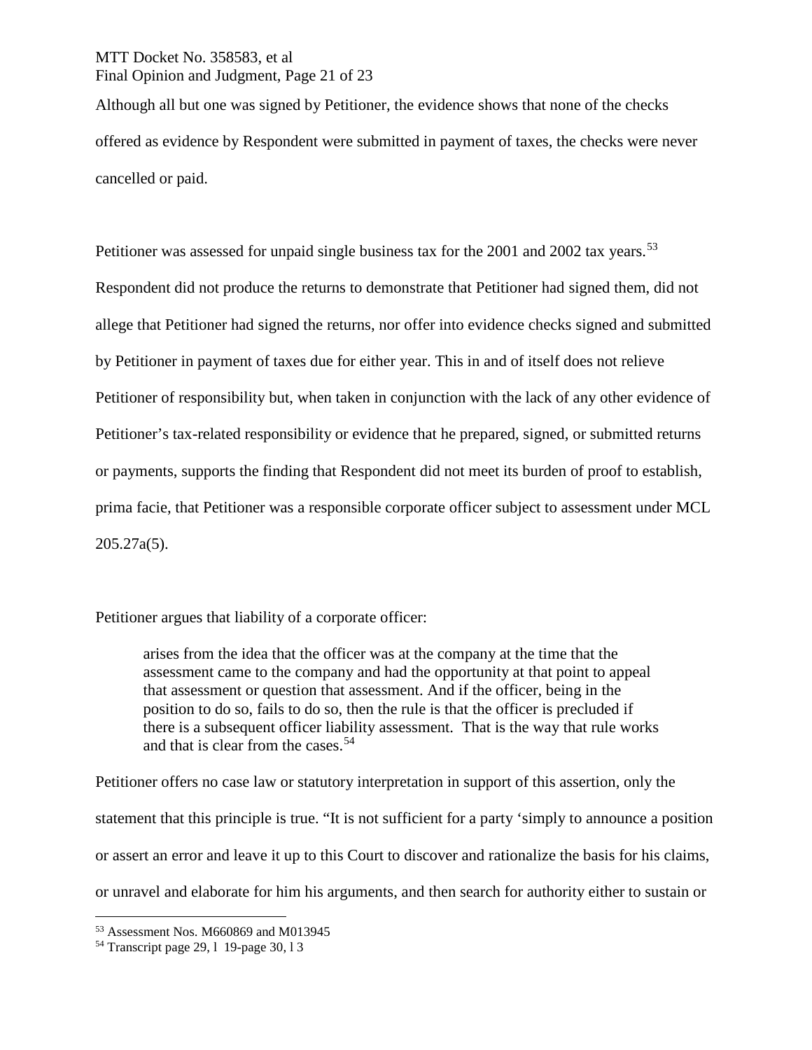Although all but one was signed by Petitioner, the evidence shows that none of the checks offered as evidence by Respondent were submitted in payment of taxes, the checks were never cancelled or paid.

Petitioner was assessed for unpaid single business tax for the 2001 and 2002 tax years.[53] Respondent did not produce the returns to demonstrate that Petitioner had signed them, did not allege that Petitioner had signed the returns, nor offer into evidence checks signed and submitted by Petitioner in payment of taxes due for either year. This in and of itself does not relieve Petitioner of responsibility but, when taken in conjunction with the lack of any other evidence of Petitioner's tax-related responsibility or evidence that he prepared, signed, or submitted returns or payments, supports the finding that Respondent did not meet its burden of proof to establish, prima facie, that Petitioner was a responsible corporate officer subject to assessment under MCL 205.27a(5).

Petitioner argues that liability of a corporate officer:

> arises from the idea that the officer was at the company at the time that the assessment came to the company and had the opportunity at that point to appeal that assessment or question that assessment. And if the officer, being in the position to do so, fails to do so, then the rule is that the officer is precluded if there is a subsequent officer liability assessment. That is the way that rule works and that is clear from the cases.[54]

Petitioner offers no case law or statutory interpretation in support of this assertion, only the statement that this principle is true. "It is not sufficient for a party 'simply to announce a position or assert an error and leave it up to this Court to discover and rationalize the basis for his claims, or unravel and elaborate for him his arguments, and then search for authority either to sustain or

---

[53] Assessment Nos. M660869 and M013945

[54] Transcript page 29, l 19-page 30, l 3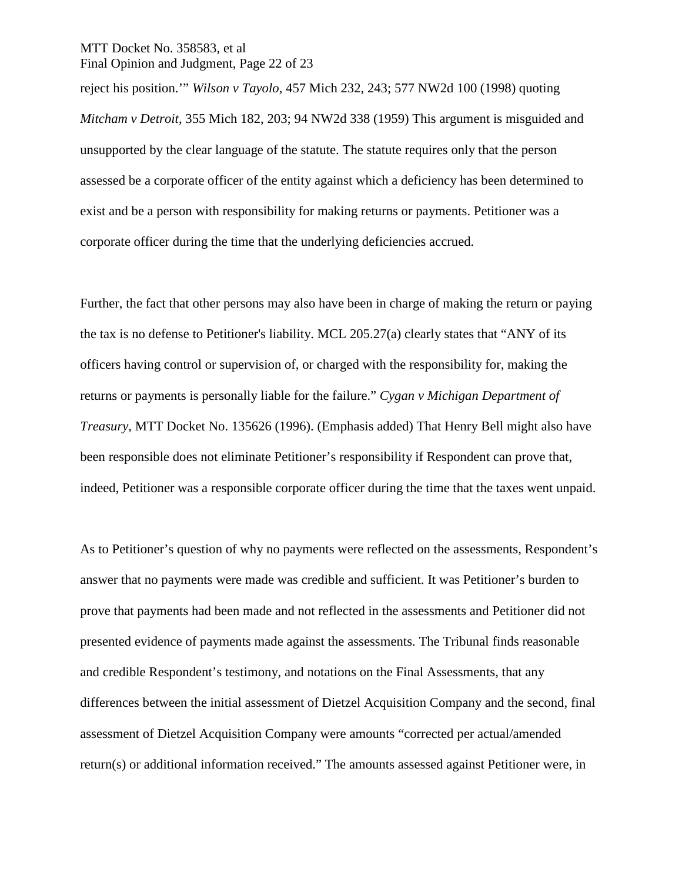reject his position.'" *Wilson v Tayolo*, 457 Mich 232, 243; 577 NW2d 100 (1998) quoting *Mitcham v Detroit*, 355 Mich 182, 203; 94 NW2d 338 (1959) This argument is misguided and unsupported by the clear language of the statute. The statute requires only that the person assessed be a corporate officer of the entity against which a deficiency has been determined to exist and be a person with responsibility for making returns or payments. Petitioner was a corporate officer during the time that the underlying deficiencies accrued.

Further, the fact that other persons may also have been in charge of making the return or paying the tax is no defense to Petitioner's liability. MCL 205.27(a) clearly states that "ANY of its officers having control or supervision of, or charged with the responsibility for, making the returns or payments is personally liable for the failure." *Cygan v Michigan Department of Treasury*, MTT Docket No. 135626 (1996). (Emphasis added) That Henry Bell might also have been responsible does not eliminate Petitioner's responsibility if Respondent can prove that, indeed, Petitioner was a responsible corporate officer during the time that the taxes went unpaid.

As to Petitioner's question of why no payments were reflected on the assessments, Respondent's answer that no payments were made was credible and sufficient. It was Petitioner's burden to prove that payments had been made and not reflected in the assessments and Petitioner did not presented evidence of payments made against the assessments. The Tribunal finds reasonable and credible Respondent's testimony, and notations on the Final Assessments, that any differences between the initial assessment of Dietzel Acquisition Company and the second, final assessment of Dietzel Acquisition Company were amounts "corrected per actual/amended return(s) or additional information received." The amounts assessed against Petitioner were, in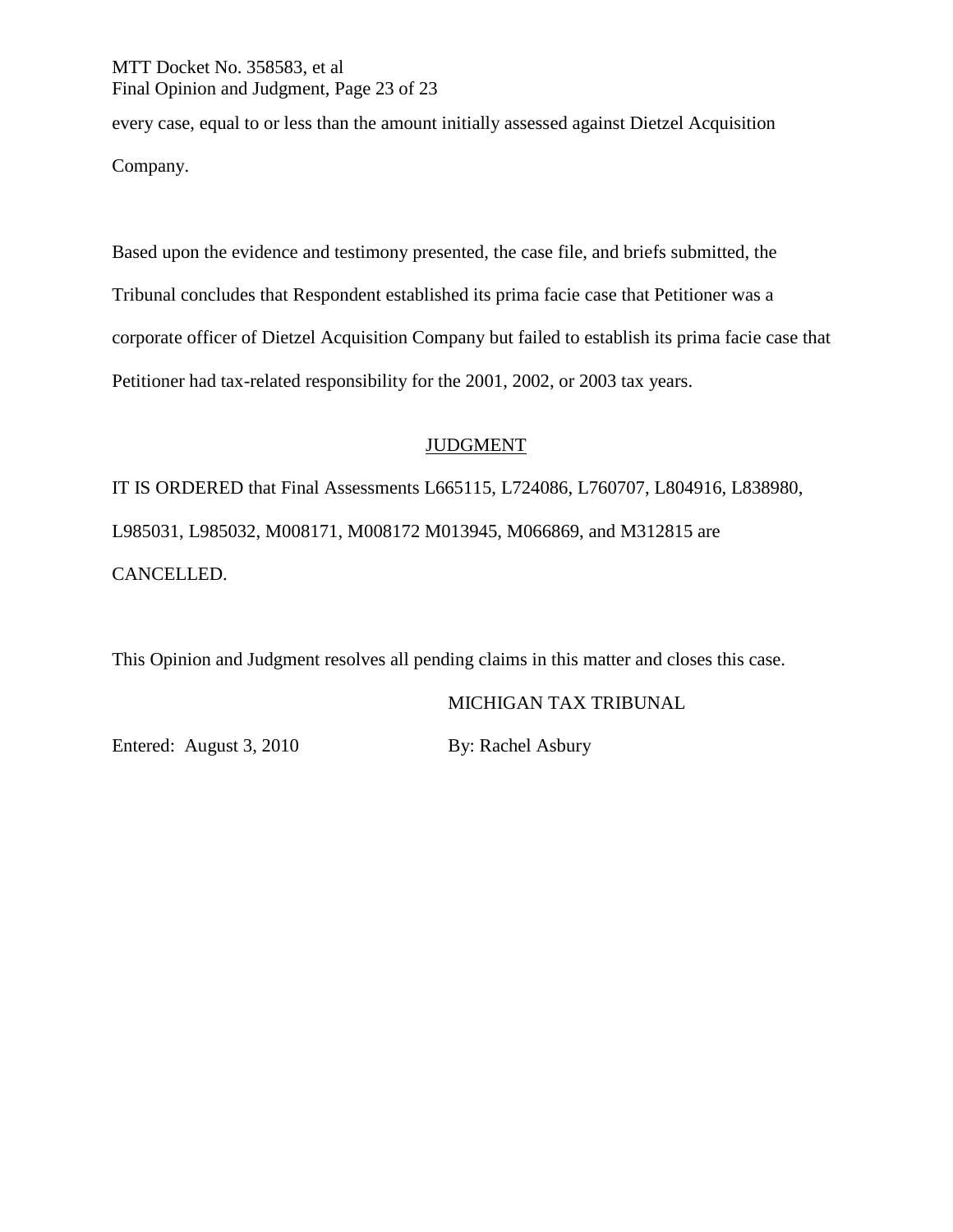every case, equal to or less than the amount initially assessed against Dietzel Acquisition Company.

Based upon the evidence and testimony presented, the case file, and briefs submitted, the Tribunal concludes that Respondent established its prima facie case that Petitioner was a corporate officer of Dietzel Acquisition Company but failed to establish its prima facie case that Petitioner had tax-related responsibility for the 2001, 2002, or 2003 tax years.

## JUDGMENT

IT IS ORDERED that Final Assessments L665115, L724086, L760707, L804916, L838980, L985031, L985032, M008171, M008172 M013945, M066869, and M312815 are CANCELLED.

This Opinion and Judgment resolves all pending claims in this matter and closes this case.

MICHIGAN TAX TRIBUNAL

Entered: August 3, 2010

By: Rachel Asbury